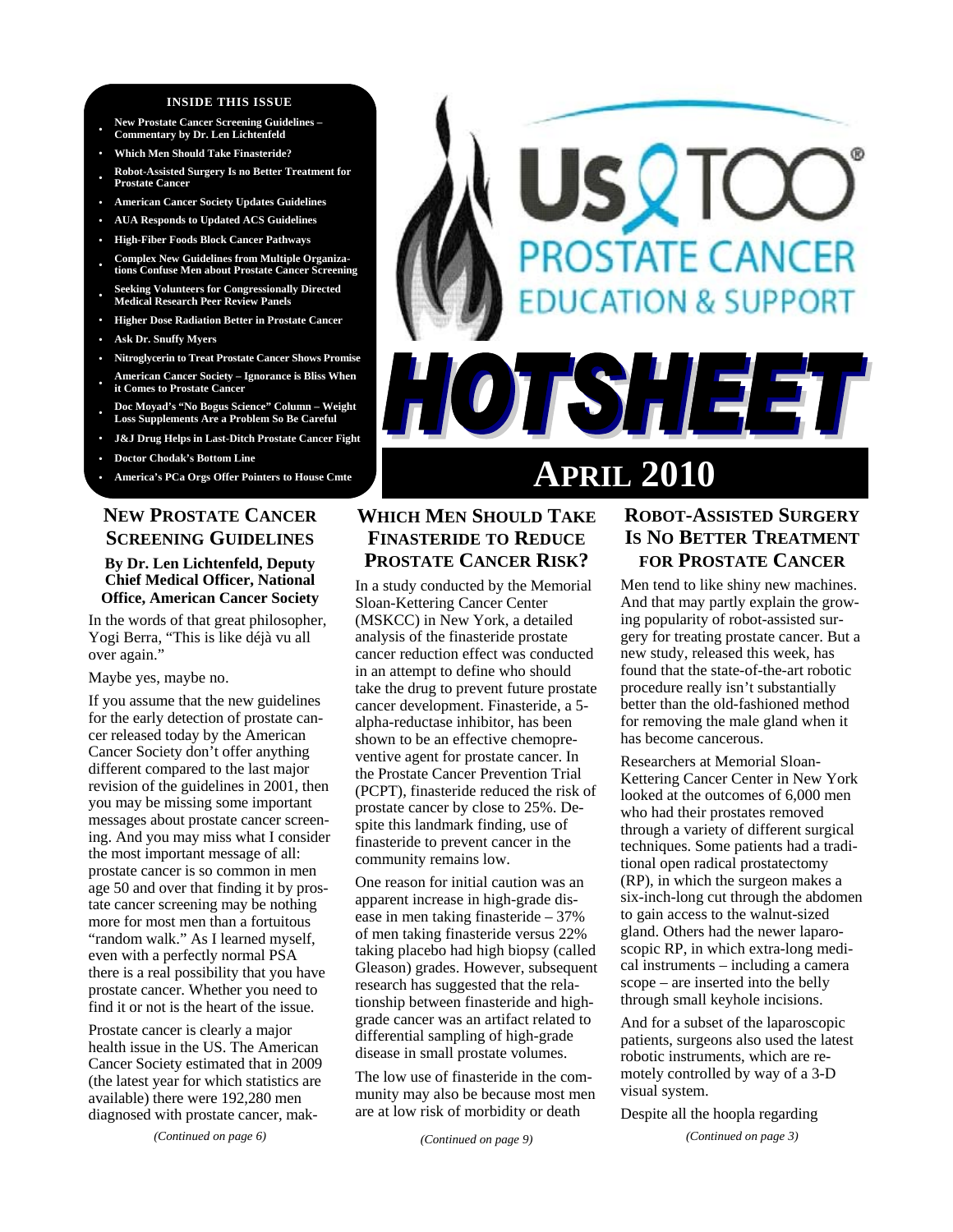**INSIDE THIS ISSUE**

- New Prostate Cancer Screening Guidelines – Commentary by Dr. Len Lichtenfeld
- Which Men Should Take Finasteride?
- Robot-Assisted Surgery Is no Better Treatment for Prostate Cancer
- American Cancer Society Updates Guidelines
- AUA Responds to Updated ACS Guidelines
- High-Fiber Foods Block Cancer Pathways
- Complex New Guidelines from Multiple Organizations Confuse Men about Prostate Cancer Screening
- Seeking Volunteers for Congressionally Directed Medical Research Peer Review Panels
- Higher Dose Radiation Better in Prostate Cancer
- Ask Dr. Snuffy Myers
- Nitroglycerin to Treat Prostate Cancer Shows Promise
- American Cancer Society – Ignorance is Bliss When it Comes to Prostate Cancer
- Doc Moyad's "No Bogus Science" Column – Weight Loss Supplements Are a Problem So Be Careful
- J&J Drug Helps in Last-Ditch Prostate Cancer Fight
- Doctor Chodak's Bottom Line
- America's PCa Orgs Offer Pointers to House Cmte

# Us TOO® PROSTATE CANCER EDUCATION & SUPPORT

# HOTSHEET

# APRIL 2010

## NEW PROSTATE CANCER SCREENING GUIDELINES

**By Dr. Len Lichtenfeld, Deputy Chief Medical Officer, National Office, American Cancer Society**

In the words of that great philosopher, Yogi Berra, "This is like déjà vu all over again."

Maybe yes, maybe no.

If you assume that the new guidelines for the early detection of prostate cancer released today by the American Cancer Society don't offer anything different compared to the last major revision of the guidelines in 2001, then you may be missing some important messages about prostate cancer screening. And you may miss what I consider the most important message of all: prostate cancer is so common in men age 50 and over that finding it by prostate cancer screening may be nothing more for most men than a fortuitous "random walk." As I learned myself, even with a perfectly normal PSA there is a real possibility that you have prostate cancer. Whether you need to find it or not is the heart of the issue.

Prostate cancer is clearly a major health issue in the US. The American Cancer Society estimated that in 2009 (the latest year for which statistics are available) there were 192,280 men diagnosed with prostate cancer, mak-

*(Continued on page 6)*

## WHICH MEN SHOULD TAKE FINASTERIDE TO REDUCE PROSTATE CANCER RISK?

In a study conducted by the Memorial Sloan-Kettering Cancer Center (MSKCC) in New York, a detailed analysis of the finasteride prostate cancer reduction effect was conducted in an attempt to define who should take the drug to prevent future prostate cancer development. Finasteride, a 5-alpha-reductase inhibitor, has been shown to be an effective chemopreventive agent for prostate cancer. In the Prostate Cancer Prevention Trial (PCPT), finasteride reduced the risk of prostate cancer by close to 25%. Despite this landmark finding, use of finasteride to prevent cancer in the community remains low.

One reason for initial caution was an apparent increase in high-grade disease in men taking finasteride – 37% of men taking finasteride versus 22% taking placebo had high biopsy (called Gleason) grades. However, subsequent research has suggested that the relationship between finasteride and high-grade cancer was an artifact related to differential sampling of high-grade disease in small prostate volumes.

The low use of finasteride in the community may also be because most men are at low risk of morbidity or death

*(Continued on page 9)*

## ROBOT-ASSISTED SURGERY IS NO BETTER TREATMENT FOR PROSTATE CANCER

Men tend to like shiny new machines. And that may partly explain the growing popularity of robot-assisted surgery for treating prostate cancer. But a new study, released this week, has found that the state-of-the-art robotic procedure really isn't substantially better than the old-fashioned method for removing the male gland when it has become cancerous.

Researchers at Memorial Sloan-Kettering Cancer Center in New York looked at the outcomes of 6,000 men who had their prostates removed through a variety of different surgical techniques. Some patients had a traditional open radical prostatectomy (RP), in which the surgeon makes a six-inch-long cut through the abdomen to gain access to the walnut-sized gland. Others had the newer laparoscopic RP, in which extra-long medical instruments – including a camera scope – are inserted into the belly through small keyhole incisions.

And for a subset of the laparoscopic patients, surgeons also used the latest robotic instruments, which are remotely controlled by way of a 3-D visual system.

Despite all the hoopla regarding

*(Continued on page 3)*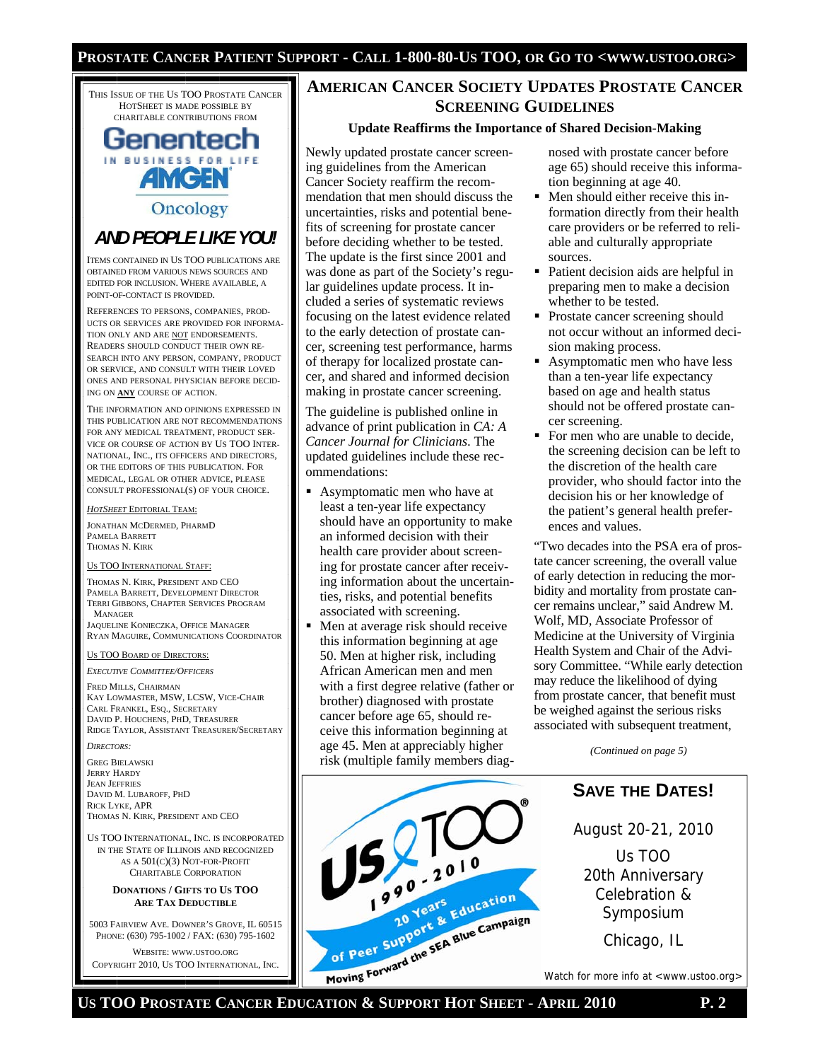THIS ISSUE OF THE US TOO PROSTATE CANCER HOTSHEET IS MADE POSSIBLE BY CHARITABLE CONTRIBUTIONS FROM

Genentech IN BUSINESS FOR LIFE

AMGEN Oncology

**AND PEOPLE LIKE YOU!**

ITEMS CONTAINED IN US TOO PUBLICATIONS ARE OBTAINED FROM VARIOUS NEWS SOURCES AND EDITED FOR INCLUSION. WHERE AVAILABLE, A POINT-OF-CONTACT IS PROVIDED.

REFERENCES TO PERSONS, COMPANIES, PRODUCTS OR SERVICES ARE PROVIDED FOR INFORMATION ONLY AND ARE NOT ENDORSEMENTS. READERS SHOULD CONDUCT THEIR OWN RESEARCH INTO ANY PERSON, COMPANY, PRODUCT OR SERVICE, AND CONSULT WITH THEIR LOVED ONES AND PERSONAL PHYSICIAN BEFORE DECIDING ON **ANY** COURSE OF ACTION.

THE INFORMATION AND OPINIONS EXPRESSED IN THIS PUBLICATION ARE NOT RECOMMENDATIONS FOR ANY MEDICAL TREATMENT, PRODUCT SERVICE OR COURSE OF ACTION BY US TOO INTERNATIONAL, INC., ITS OFFICERS AND DIRECTORS, OR THE EDITORS OF THIS PUBLICATION. FOR MEDICAL, LEGAL OR OTHER ADVICE, PLEASE CONSULT PROFESSIONAL(S) OF YOUR CHOICE.

*HOTSHEET* EDITORIAL TEAM:

JONATHAN MCDERMED, PHARMD
PAMELA BARRETT
THOMAS N. KIRK

US TOO INTERNATIONAL STAFF:

THOMAS N. KIRK, PRESIDENT AND CEO
PAMELA BARRETT, DEVELOPMENT DIRECTOR
TERRI GIBBONS, CHAPTER SERVICES PROGRAM MANAGER
JAQUELINE KONIECZKA, OFFICE MANAGER
RYAN MAGUIRE, COMMUNICATIONS COORDINATOR

US TOO BOARD OF DIRECTORS:

*EXECUTIVE COMMITTEE/OFFICERS*

FRED MILLS, CHAIRMAN
KAY LOWMASTER, MSW, LCSW, VICE-CHAIR
CARL FRANKEL, ESQ., SECRETARY
DAVID P. HOUCHENS, PHD, TREASURER
RIDGE TAYLOR, ASSISTANT TREASURER/SECRETARY

*DIRECTORS:*

GREG BIELAWSKI
JERRY HARDY
JEAN JEFFRIES
DAVID M. LUBAROFF, PHD
RICK LYKE, APR
THOMAS N. KIRK, PRESIDENT AND CEO

US TOO INTERNATIONAL, INC. IS INCORPORATED IN THE STATE OF ILLINOIS AND RECOGNIZED AS A 501(C)(3) NOT-FOR-PROFIT CHARITABLE CORPORATION

**DONATIONS / GIFTS TO US TOO ARE TAX DEDUCTIBLE**

5003 FAIRVIEW AVE. DOWNER'S GROVE, IL 60515
PHONE: (630) 795-1002 / FAX: (630) 795-1602

WEBSITE: WWW.USTOO.ORG
COPYRIGHT 2010, US TOO INTERNATIONAL, INC.

## AMERICAN CANCER SOCIETY UPDATES PROSTATE CANCER SCREENING GUIDELINES

### Update Reaffirms the Importance of Shared Decision-Making

Newly updated prostate cancer screening guidelines from the American Cancer Society reaffirm the recommendation that men should discuss the uncertainties, risks and potential benefits of screening for prostate cancer before deciding whether to be tested. The update is the first since 2001 and was done as part of the Society's regular guidelines update process. It included a series of systematic reviews focusing on the latest evidence related to the early detection of prostate cancer, screening test performance, harms of therapy for localized prostate cancer, and shared and informed decision making in prostate cancer screening.

The guideline is published online in advance of print publication in *CA: A Cancer Journal for Clinicians*. The updated guidelines include these recommendations:

- Asymptomatic men who have at least a ten-year life expectancy should have an opportunity to make an informed decision with their health care provider about screening for prostate cancer after receiving information about the uncertainties, risks, and potential benefits associated with screening.
- Men at average risk should receive this information beginning at age 50. Men at higher risk, including African American men and men with a first degree relative (father or brother) diagnosed with prostate cancer before age 65, should receive this information beginning at age 45. Men at appreciably higher risk (multiple family members diagnosed with prostate cancer before age 65) should receive this information beginning at age 40.
- Men should either receive this information directly from their health care providers or be referred to reliable and culturally appropriate sources.
- Patient decision aids are helpful in preparing men to make a decision whether to be tested.
- Prostate cancer screening should not occur without an informed decision making process.
- Asymptomatic men who have less than a ten-year life expectancy based on age and health status should not be offered prostate cancer screening.
- For men who are unable to decide, the screening decision can be left to the discretion of the health care provider, who should factor into the decision his or her knowledge of the patient's general health preferences and values.

"Two decades into the PSA era of prostate cancer screening, the overall value of early detection in reducing the morbidity and mortality from prostate cancer remains unclear," said Andrew M. Wolf, MD, Associate Professor of Medicine at the University of Virginia Health System and Chair of the Advisory Committee. "While early detection may reduce the likelihood of dying from prostate cancer, that benefit must be weighed against the serious risks associated with subsequent treatment,

*(Continued on page 5)*

Us TOO® 1990 - 2010 20 Years of Peer Support & Education
Moving Forward the SEA Blue Campaign

## SAVE THE DATES!

August 20-21, 2010

Us TOO
20th Anniversary Celebration & Symposium

Chicago, IL

Watch for more info at <www.ustoo.org>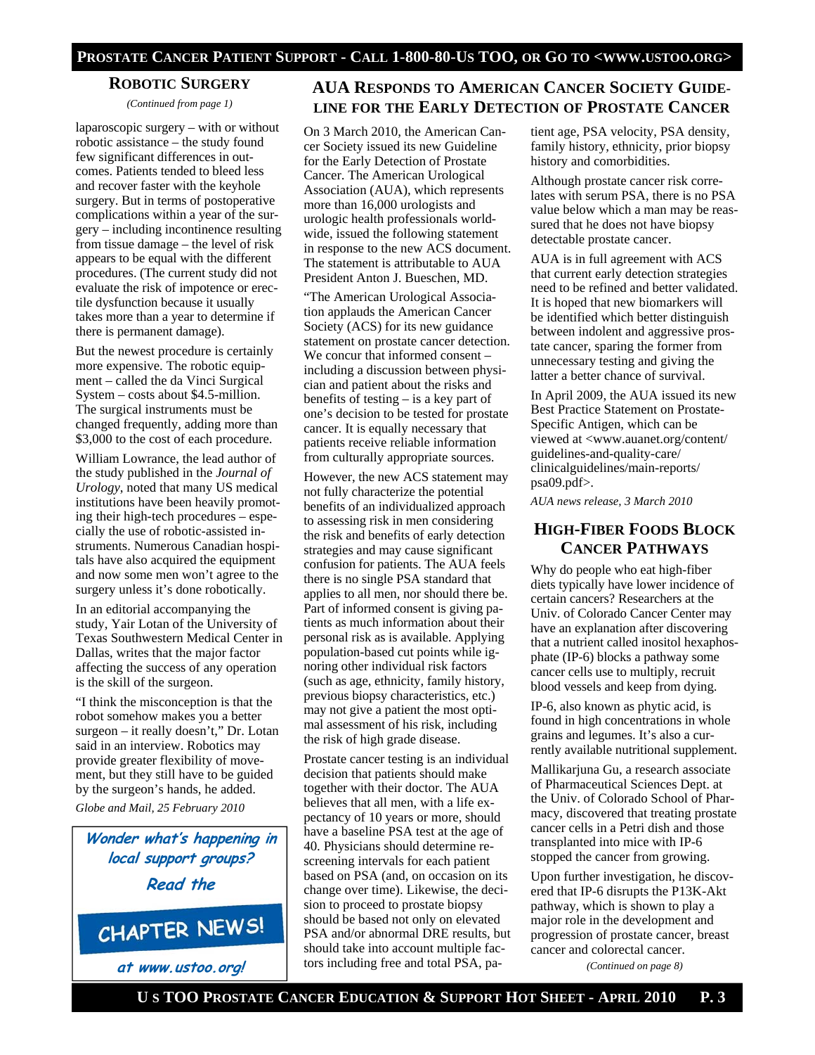## Robotic Surgery

*(Continued from page 1)*

laparoscopic surgery – with or without robotic assistance – the study found few significant differences in outcomes. Patients tended to bleed less and recover faster with the keyhole surgery. But in terms of postoperative complications within a year of the surgery – including incontinence resulting from tissue damage – the level of risk appears to be equal with the different procedures. (The current study did not evaluate the risk of impotence or erectile dysfunction because it usually takes more than a year to determine if there is permanent damage).

But the newest procedure is certainly more expensive. The robotic equipment – called the da Vinci Surgical System – costs about $4.5-million. The surgical instruments must be changed frequently, adding more than $3,000 to the cost of each procedure.

William Lowrance, the lead author of the study published in the *Journal of Urology*, noted that many US medical institutions have been heavily promoting their high-tech procedures – especially the use of robotic-assisted instruments. Numerous Canadian hospitals have also acquired the equipment and now some men won't agree to the surgery unless it's done robotically.

In an editorial accompanying the study, Yair Lotan of the University of Texas Southwestern Medical Center in Dallas, writes that the major factor affecting the success of any operation is the skill of the surgeon.

"I think the misconception is that the robot somehow makes you a better surgeon – it really doesn't," Dr. Lotan said in an interview. Robotics may provide greater flexibility of movement, but they still have to be guided by the surgeon's hands, he added.

*Globe and Mail, 25 February 2010*

***Wonder what's happening in local support groups? Read the CHAPTER NEWS! at www.ustoo.org!***

## AUA Responds to American Cancer Society Guideline for the Early Detection of Prostate Cancer

On 3 March 2010, the American Cancer Society issued its new Guideline for the Early Detection of Prostate Cancer. The American Urological Association (AUA), which represents more than 16,000 urologists and urologic health professionals worldwide, issued the following statement in response to the new ACS document. The statement is attributable to AUA President Anton J. Bueschen, MD.

"The American Urological Association applauds the American Cancer Society (ACS) for its new guidance statement on prostate cancer detection. We concur that informed consent – including a discussion between physician and patient about the risks and benefits of testing – is a key part of one's decision to be tested for prostate cancer. It is equally necessary that patients receive reliable information from culturally appropriate sources.

However, the new ACS statement may not fully characterize the potential benefits of an individualized approach to assessing risk in men considering the risk and benefits of early detection strategies and may cause significant confusion for patients. The AUA feels there is no single PSA standard that applies to all men, nor should there be. Part of informed consent is giving patients as much information about their personal risk as is available. Applying population-based cut points while ignoring other individual risk factors (such as age, ethnicity, family history, previous biopsy characteristics, etc.) may not give a patient the most optimal assessment of his risk, including the risk of high grade disease.

Prostate cancer testing is an individual decision that patients should make together with their doctor. The AUA believes that all men, with a life expectancy of 10 years or more, should have a baseline PSA test at the age of 40. Physicians should determine rescreening intervals for each patient based on PSA (and, on occasion on its change over time). Likewise, the decision to proceed to prostate biopsy should be based not only on elevated PSA and/or abnormal DRE results, but should take into account multiple factors including free and total PSA, patient age, PSA velocity, PSA density, family history, ethnicity, prior biopsy history and comorbidities.

Although prostate cancer risk correlates with serum PSA, there is no PSA value below which a man may be reassured that he does not have biopsy detectable prostate cancer.

AUA is in full agreement with ACS that current early detection strategies need to be refined and better validated. It is hoped that new biomarkers will be identified which better distinguish between indolent and aggressive prostate cancer, sparing the former from unnecessary testing and giving the latter a better chance of survival.

In April 2009, the AUA issued its new Best Practice Statement on Prostate-Specific Antigen, which can be viewed at <www.auanet.org/content/guidelines-and-quality-care/clinicalguidelines/main-reports/psa09.pdf>.

*AUA news release, 3 March 2010*

## High-Fiber Foods Block Cancer Pathways

Why do people who eat high-fiber diets typically have lower incidence of certain cancers? Researchers at the Univ. of Colorado Cancer Center may have an explanation after discovering that a nutrient called inositol hexaphosphate (IP-6) blocks a pathway some cancer cells use to multiply, recruit blood vessels and keep from dying.

IP-6, also known as phytic acid, is found in high concentrations in whole grains and legumes. It's also a currently available nutritional supplement.

Mallikarjuna Gu, a research associate of Pharmaceutical Sciences Dept. at the Univ. of Colorado School of Pharmacy, discovered that treating prostate cancer cells in a Petri dish and those transplanted into mice with IP-6 stopped the cancer from growing.

Upon further investigation, he discovered that IP-6 disrupts the P13K-Akt pathway, which is shown to play a major role in the development and progression of prostate cancer, breast cancer and colorectal cancer.

*(Continued on page 8)*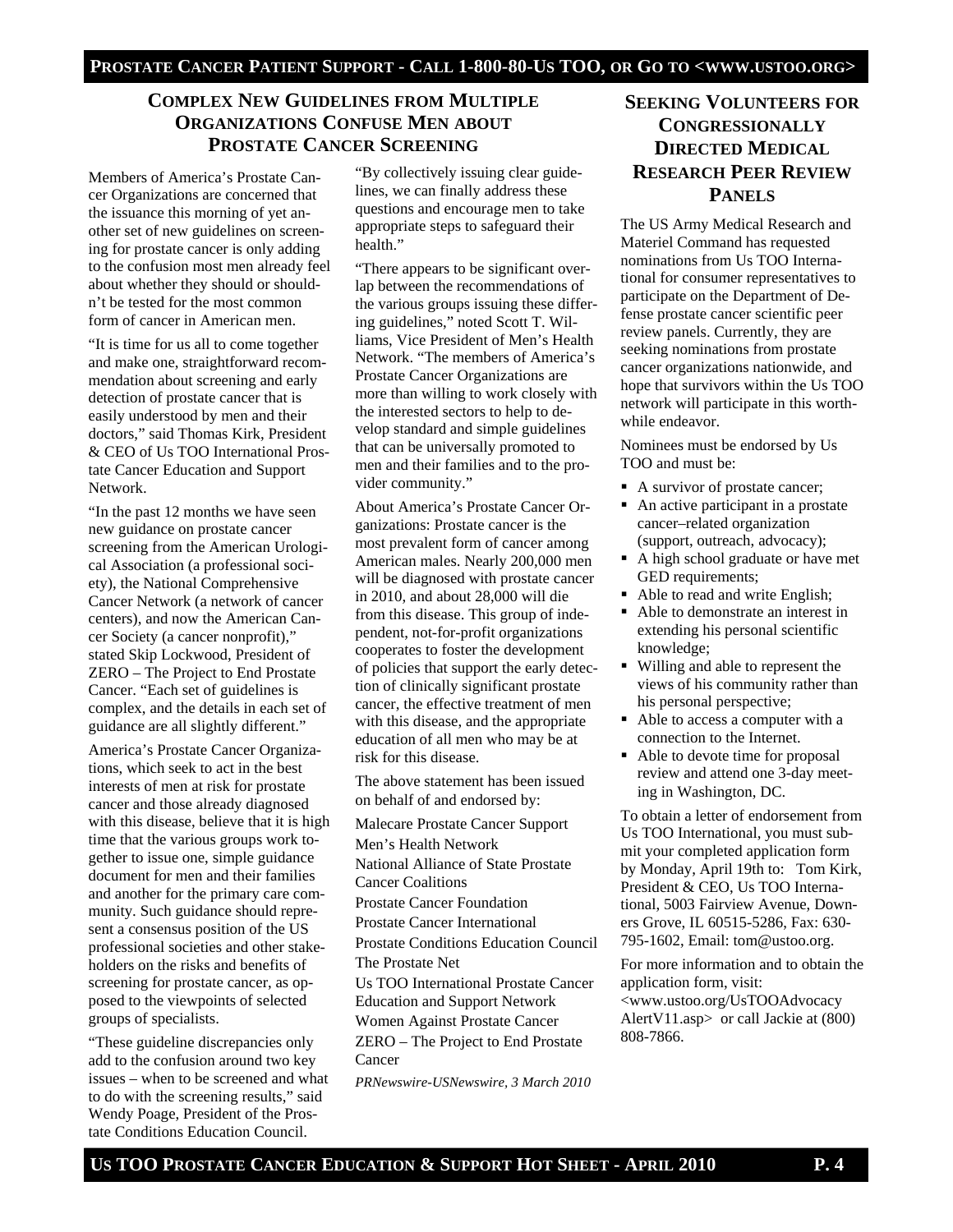## Complex New Guidelines from Multiple Organizations Confuse Men about Prostate Cancer Screening

Members of America's Prostate Cancer Organizations are concerned that the issuance this morning of yet another set of new guidelines on screening for prostate cancer is only adding to the confusion most men already feel about whether they should or shouldn't be tested for the most common form of cancer in American men.

"It is time for us all to come together and make one, straightforward recommendation about screening and early detection of prostate cancer that is easily understood by men and their doctors," said Thomas Kirk, President & CEO of Us TOO International Prostate Cancer Education and Support Network.

"In the past 12 months we have seen new guidance on prostate cancer screening from the American Urological Association (a professional society), the National Comprehensive Cancer Network (a network of cancer centers), and now the American Cancer Society (a cancer nonprofit)," stated Skip Lockwood, President of ZERO – The Project to End Prostate Cancer. "Each set of guidelines is complex, and the details in each set of guidance are all slightly different."

America's Prostate Cancer Organizations, which seek to act in the best interests of men at risk for prostate cancer and those already diagnosed with this disease, believe that it is high time that the various groups work together to issue one, simple guidance document for men and their families and another for the primary care community. Such guidance should represent a consensus position of the US professional societies and other stakeholders on the risks and benefits of screening for prostate cancer, as opposed to the viewpoints of selected groups of specialists.

"These guideline discrepancies only add to the confusion around two key issues – when to be screened and what to do with the screening results," said Wendy Poage, President of the Prostate Conditions Education Council. "By collectively issuing clear guidelines, we can finally address these questions and encourage men to take appropriate steps to safeguard their health."

"There appears to be significant overlap between the recommendations of the various groups issuing these differing guidelines," noted Scott T. Williams, Vice President of Men's Health Network. "The members of America's Prostate Cancer Organizations are more than willing to work closely with the interested sectors to help to develop standard and simple guidelines that can be universally promoted to men and their families and to the provider community."

About America's Prostate Cancer Organizations: Prostate cancer is the most prevalent form of cancer among American males. Nearly 200,000 men will be diagnosed with prostate cancer in 2010, and about 28,000 will die from this disease. This group of independent, not-for-profit organizations cooperates to foster the development of policies that support the early detection of clinically significant prostate cancer, the effective treatment of men with this disease, and the appropriate education of all men who may be at risk for this disease.

The above statement has been issued on behalf of and endorsed by:

Malecare Prostate Cancer Support
Men's Health Network
National Alliance of State Prostate Cancer Coalitions
Prostate Cancer Foundation
Prostate Cancer International
Prostate Conditions Education Council
The Prostate Net
Us TOO International Prostate Cancer Education and Support Network
Women Against Prostate Cancer
ZERO – The Project to End Prostate Cancer

*PRNewswire-USNewswire, 3 March 2010*

## Seeking Volunteers for Congressionally Directed Medical Research Peer Review Panels

The US Army Medical Research and Materiel Command has requested nominations from Us TOO International for consumer representatives to participate on the Department of Defense prostate cancer scientific peer review panels. Currently, they are seeking nominations from prostate cancer organizations nationwide, and hope that survivors within the Us TOO network will participate in this worthwhile endeavor.

Nominees must be endorsed by Us TOO and must be:

- A survivor of prostate cancer;
- An active participant in a prostate cancer–related organization (support, outreach, advocacy);
- A high school graduate or have met GED requirements;
- Able to read and write English;
- Able to demonstrate an interest in extending his personal scientific knowledge;
- Willing and able to represent the views of his community rather than his personal perspective;
- Able to access a computer with a connection to the Internet.
- Able to devote time for proposal review and attend one 3-day meeting in Washington, DC.

To obtain a letter of endorsement from Us TOO International, you must submit your completed application form by Monday, April 19th to: Tom Kirk, President & CEO, Us TOO International, 5003 Fairview Avenue, Downers Grove, IL 60515-5286, Fax: 630-795-1602, Email: tom@ustoo.org.

For more information and to obtain the application form, visit: <www.ustoo.org/UsTOOAdvocacyAlertV11.asp> or call Jackie at (800) 808-7866.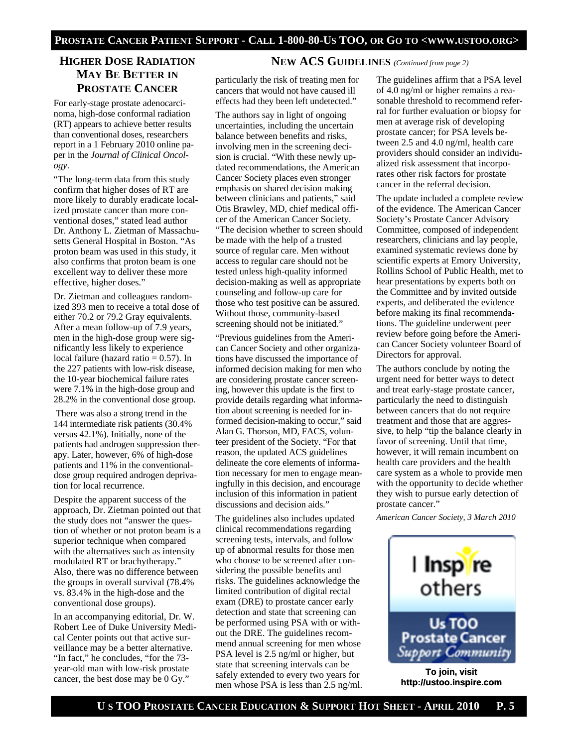## HIGHER DOSE RADIATION MAY BE BETTER IN PROSTATE CANCER

For early-stage prostate adenocarcinoma, high-dose conformal radiation (RT) appears to achieve better results than conventional doses, researchers report in a 1 February 2010 online paper in the *Journal of Clinical Oncology*.

"The long-term data from this study confirm that higher doses of RT are more likely to durably eradicate localized prostate cancer than more conventional doses," stated lead author Dr. Anthony L. Zietman of Massachusetts General Hospital in Boston. "As proton beam was used in this study, it also confirms that proton beam is one excellent way to deliver these more effective, higher doses."

Dr. Zietman and colleagues randomized 393 men to receive a total dose of either 70.2 or 79.2 Gray equivalents. After a mean follow-up of 7.9 years, men in the high-dose group were significantly less likely to experience local failure (hazard ratio = 0.57). In the 227 patients with low-risk disease, the 10-year biochemical failure rates were 7.1% in the high-dose group and 28.2% in the conventional dose group.

There was also a strong trend in the 144 intermediate risk patients (30.4% versus 42.1%). Initially, none of the patients had androgen suppression therapy. Later, however, 6% of high-dose patients and 11% in the conventional-dose group required androgen deprivation for local recurrence.

Despite the apparent success of the approach, Dr. Zietman pointed out that the study does not "answer the question of whether or not proton beam is a superior technique when compared with the alternatives such as intensity modulated RT or brachytherapy." Also, there was no difference between the groups in overall survival (78.4% vs. 83.4% in the high-dose and the conventional dose groups).

In an accompanying editorial, Dr. W. Robert Lee of Duke University Medical Center points out that active surveillance may be a better alternative. "In fact," he concludes, "for the 73-year-old man with low-risk prostate cancer, the best dose may be 0 Gy."

## NEW ACS GUIDELINES *(Continued from page 2)*

particularly the risk of treating men for cancers that would not have caused ill effects had they been left undetected."

The authors say in light of ongoing uncertainties, including the uncertain balance between benefits and risks, involving men in the screening decision is crucial. "With these newly updated recommendations, the American Cancer Society places even stronger emphasis on shared decision making between clinicians and patients," said Otis Brawley, MD, chief medical officer of the American Cancer Society. "The decision whether to screen should be made with the help of a trusted source of regular care. Men without access to regular care should not be tested unless high-quality informed decision-making as well as appropriate counseling and follow-up care for those who test positive can be assured. Without those, community-based screening should not be initiated."

"Previous guidelines from the American Cancer Society and other organizations have discussed the importance of informed decision making for men who are considering prostate cancer screening, however this update is the first to provide details regarding what information about screening is needed for informed decision-making to occur," said Alan G. Thorson, MD, FACS, volunteer president of the Society. "For that reason, the updated ACS guidelines delineate the core elements of information necessary for men to engage meaningfully in this decision, and encourage inclusion of this information in patient discussions and decision aids."

The guidelines also includes updated clinical recommendations regarding screening tests, intervals, and follow up of abnormal results for those men who choose to be screened after considering the possible benefits and risks. The guidelines acknowledge the limited contribution of digital rectal exam (DRE) to prostate cancer early detection and state that screening can be performed using PSA with or without the DRE. The guidelines recommend annual screening for men whose PSA level is 2.5 ng/ml or higher, but state that screening intervals can be safely extended to every two years for men whose PSA is less than 2.5 ng/ml.

The guidelines affirm that a PSA level of 4.0 ng/ml or higher remains a reasonable threshold to recommend referral for further evaluation or biopsy for men at average risk of developing prostate cancer; for PSA levels between 2.5 and 4.0 ng/ml, health care providers should consider an individualized risk assessment that incorporates other risk factors for prostate cancer in the referral decision.

The update included a complete review of the evidence. The American Cancer Society's Prostate Cancer Advisory Committee, composed of independent researchers, clinicians and lay people, examined systematic reviews done by scientific experts at Emory University, Rollins School of Public Health, met to hear presentations by experts both on the Committee and by invited outside experts, and deliberated the evidence before making its final recommendations. The guideline underwent peer review before going before the American Cancer Society volunteer Board of Directors for approval.

The authors conclude by noting the urgent need for better ways to detect and treat early-stage prostate cancer, particularly the need to distinguish between cancers that do not require treatment and those that are aggressive, to help "tip the balance clearly in favor of screening. Until that time, however, it will remain incumbent on health care providers and the health care system as a whole to provide men with the opportunity to decide whether they wish to pursue early detection of prostate cancer."

*American Cancer Society, 3 March 2010*

I Inspire others

Us TOO Prostate Cancer Support Community

**To join, visit http://ustoo.inspire.com**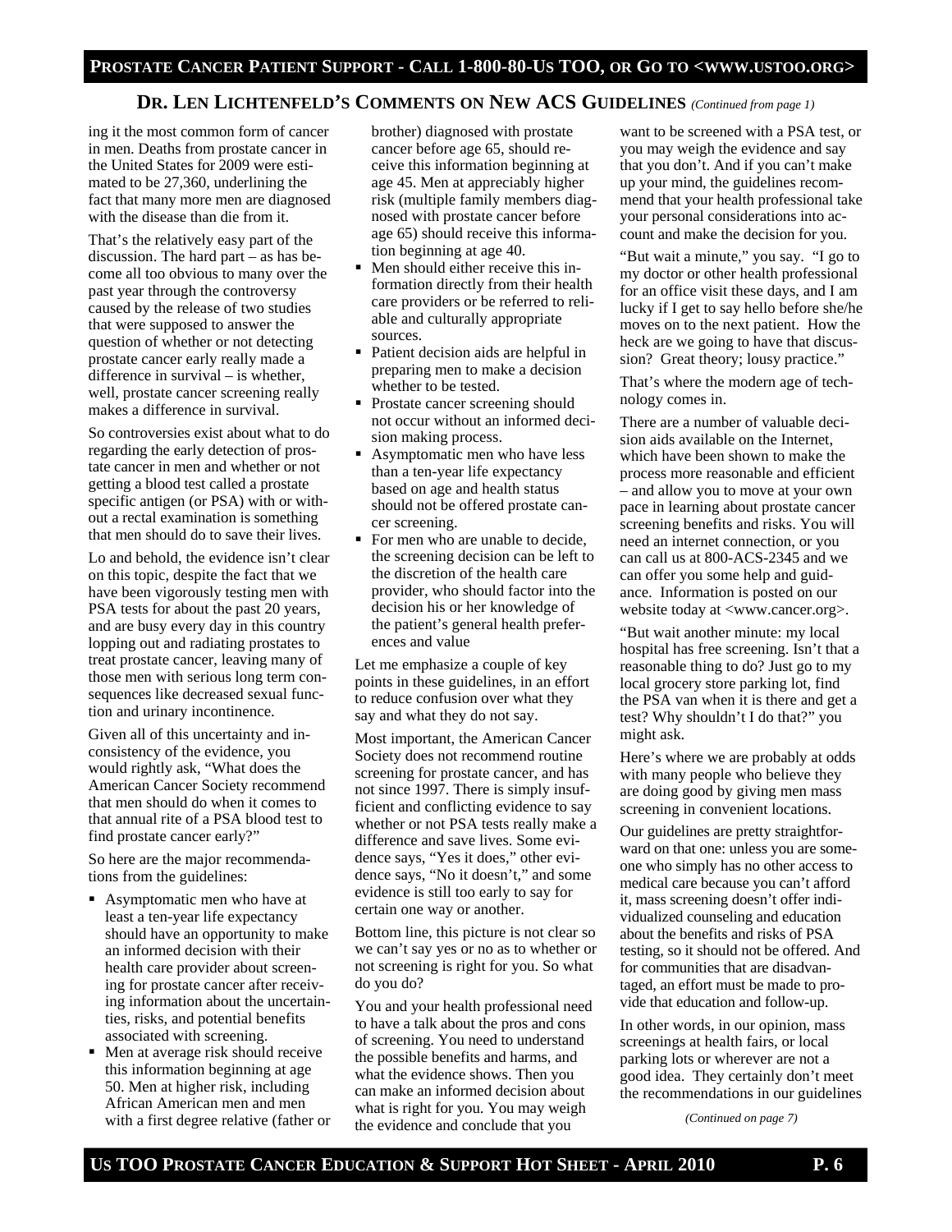## Dr. Len Lichtenfeld's Comments on New ACS Guidelines *(Continued from page 1)*

ing it the most common form of cancer in men. Deaths from prostate cancer in the United States for 2009 were estimated to be 27,360, underlining the fact that many more men are diagnosed with the disease than die from it.

That's the relatively easy part of the discussion. The hard part – as has become all too obvious to many over the past year through the controversy caused by the release of two studies that were supposed to answer the question of whether or not detecting prostate cancer early really made a difference in survival – is whether, well, prostate cancer screening really makes a difference in survival.

So controversies exist about what to do regarding the early detection of prostate cancer in men and whether or not getting a blood test called a prostate specific antigen (or PSA) with or without a rectal examination is something that men should do to save their lives.

Lo and behold, the evidence isn't clear on this topic, despite the fact that we have been vigorously testing men with PSA tests for about the past 20 years, and are busy every day in this country lopping out and radiating prostates to treat prostate cancer, leaving many of those men with serious long term consequences like decreased sexual function and urinary incontinence.

Given all of this uncertainty and inconsistency of the evidence, you would rightly ask, "What does the American Cancer Society recommend that men should do when it comes to that annual rite of a PSA blood test to find prostate cancer early?"

So here are the major recommendations from the guidelines:

- Asymptomatic men who have at least a ten-year life expectancy should have an opportunity to make an informed decision with their health care provider about screening for prostate cancer after receiving information about the uncertainties, risks, and potential benefits associated with screening.
- Men at average risk should receive this information beginning at age 50. Men at higher risk, including African American men and men with a first degree relative (father or brother) diagnosed with prostate cancer before age 65, should receive this information beginning at age 45. Men at appreciably higher risk (multiple family members diagnosed with prostate cancer before age 65) should receive this information beginning at age 40.
- Men should either receive this information directly from their health care providers or be referred to reliable and culturally appropriate sources.
- Patient decision aids are helpful in preparing men to make a decision whether to be tested.
- Prostate cancer screening should not occur without an informed decision making process.
- Asymptomatic men who have less than a ten-year life expectancy based on age and health status should not be offered prostate cancer screening.
- For men who are unable to decide, the screening decision can be left to the discretion of the health care provider, who should factor into the decision his or her knowledge of the patient's general health preferences and value

Let me emphasize a couple of key points in these guidelines, in an effort to reduce confusion over what they say and what they do not say.

Most important, the American Cancer Society does not recommend routine screening for prostate cancer, and has not since 1997. There is simply insufficient and conflicting evidence to say whether or not PSA tests really make a difference and save lives. Some evidence says, "Yes it does," other evidence says, "No it doesn't," and some evidence is still too early to say for certain one way or another.

Bottom line, this picture is not clear so we can't say yes or no as to whether or not screening is right for you. So what do you do?

You and your health professional need to have a talk about the pros and cons of screening. You need to understand the possible benefits and harms, and what the evidence shows. Then you can make an informed decision about what is right for you. You may weigh the evidence and conclude that you want to be screened with a PSA test, or you may weigh the evidence and say that you don't. And if you can't make up your mind, the guidelines recommend that your health professional take your personal considerations into account and make the decision for you.

"But wait a minute," you say. "I go to my doctor or other health professional for an office visit these days, and I am lucky if I get to say hello before she/he moves on to the next patient. How the heck are we going to have that discussion? Great theory; lousy practice."

That's where the modern age of technology comes in.

There are a number of valuable decision aids available on the Internet, which have been shown to make the process more reasonable and efficient – and allow you to move at your own pace in learning about prostate cancer screening benefits and risks. You will need an internet connection, or you can call us at 800-ACS-2345 and we can offer you some help and guidance. Information is posted on our website today at <www.cancer.org>.

"But wait another minute: my local hospital has free screening. Isn't that a reasonable thing to do? Just go to my local grocery store parking lot, find the PSA van when it is there and get a test? Why shouldn't I do that?" you might ask.

Here's where we are probably at odds with many people who believe they are doing good by giving men mass screening in convenient locations.

Our guidelines are pretty straightforward on that one: unless you are someone who simply has no other access to medical care because you can't afford it, mass screening doesn't offer individualized counseling and education about the benefits and risks of PSA testing, so it should not be offered. And for communities that are disadvantaged, an effort must be made to provide that education and follow-up.

In other words, in our opinion, mass screenings at health fairs, or local parking lots or wherever are not a good idea. They certainly don't meet the recommendations in our guidelines

*(Continued on page 7)*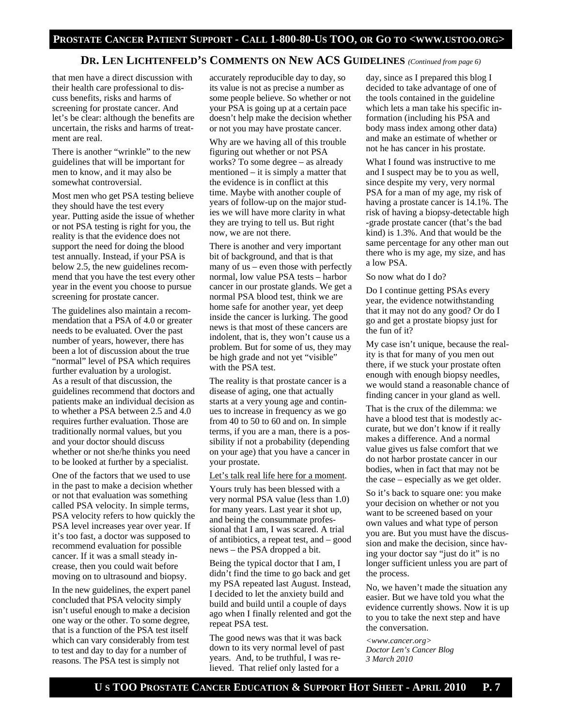## Dr. Len Lichtenfeld's Comments on New ACS Guidelines *(Continued from page 6)*

that men have a direct discussion with their health care professional to discuss benefits, risks and harms of screening for prostate cancer. And let's be clear: although the benefits are uncertain, the risks and harms of treatment are real.

There is another "wrinkle" to the new guidelines that will be important for men to know, and it may also be somewhat controversial.

Most men who get PSA testing believe they should have the test every year. Putting aside the issue of whether or not PSA testing is right for you, the reality is that the evidence does not support the need for doing the blood test annually. Instead, if your PSA is below 2.5, the new guidelines recommend that you have the test every other year in the event you choose to pursue screening for prostate cancer.

The guidelines also maintain a recommendation that a PSA of 4.0 or greater needs to be evaluated. Over the past number of years, however, there has been a lot of discussion about the true "normal" level of PSA which requires further evaluation by a urologist. As a result of that discussion, the guidelines recommend that doctors and patients make an individual decision as to whether a PSA between 2.5 and 4.0 requires further evaluation. Those are traditionally normal values, but you and your doctor should discuss whether or not she/he thinks you need to be looked at further by a specialist.

One of the factors that we used to use in the past to make a decision whether or not that evaluation was something called PSA velocity. In simple terms, PSA velocity refers to how quickly the PSA level increases year over year. If it's too fast, a doctor was supposed to recommend evaluation for possible cancer. If it was a small steady increase, then you could wait before moving on to ultrasound and biopsy.

In the new guidelines, the expert panel concluded that PSA velocity simply isn't useful enough to make a decision one way or the other. To some degree, that is a function of the PSA test itself which can vary considerably from test to test and day to day for a number of reasons. The PSA test is simply not accurately reproducible day to day, so its value is not as precise a number as some people believe. So whether or not your PSA is going up at a certain pace doesn't help make the decision whether or not you may have prostate cancer.

Why are we having all of this trouble figuring out whether or not PSA works? To some degree – as already mentioned – it is simply a matter that the evidence is in conflict at this time. Maybe with another couple of years of follow-up on the major studies we will have more clarity in what they are trying to tell us. But right now, we are not there.

There is another and very important bit of background, and that is that many of us – even those with perfectly normal, low value PSA tests – harbor cancer in our prostate glands. We get a normal PSA blood test, think we are home safe for another year, yet deep inside the cancer is lurking. The good news is that most of these cancers are indolent, that is, they won't cause us a problem. But for some of us, they may be high grade and not yet "visible" with the PSA test.

The reality is that prostate cancer is a disease of aging, one that actually starts at a very young age and continues to increase in frequency as we go from 40 to 50 to 60 and on. In simple terms, if you are a man, there is a possibility if not a probability (depending on your age) that you have a cancer in your prostate.

Let's talk real life here for a moment.

Yours truly has been blessed with a very normal PSA value (less than 1.0) for many years. Last year it shot up, and being the consummate professional that I am, I was scared. A trial of antibiotics, a repeat test, and – good news – the PSA dropped a bit.

Being the typical doctor that I am, I didn't find the time to go back and get my PSA repeated last August. Instead, I decided to let the anxiety build and build and build until a couple of days ago when I finally relented and got the repeat PSA test.

The good news was that it was back down to its very normal level of past years. And, to be truthful, I was relieved. That relief only lasted for a day, since as I prepared this blog I decided to take advantage of one of the tools contained in the guideline which lets a man take his specific information (including his PSA and body mass index among other data) and make an estimate of whether or not he has cancer in his prostate.

What I found was instructive to me and I suspect may be to you as well, since despite my very, very normal PSA for a man of my age, my risk of having a prostate cancer is 14.1%. The risk of having a biopsy-detectable high-grade prostate cancer (that's the bad kind) is 1.3%. And that would be the same percentage for any other man out there who is my age, my size, and has a low PSA.

So now what do I do?

Do I continue getting PSAs every year, the evidence notwithstanding that it may not do any good? Or do I go and get a prostate biopsy just for the fun of it?

My case isn't unique, because the reality is that for many of you men out there, if we stuck your prostate often enough with enough biopsy needles, we would stand a reasonable chance of finding cancer in your gland as well.

That is the crux of the dilemma: we have a blood test that is modestly accurate, but we don't know if it really makes a difference. And a normal value gives us false comfort that we do not harbor prostate cancer in our bodies, when in fact that may not be the case – especially as we get older.

So it's back to square one: you make your decision on whether or not you want to be screened based on your own values and what type of person you are. But you must have the discussion and make the decision, since having your doctor say "just do it" is no longer sufficient unless you are part of the process.

No, we haven't made the situation any easier. But we have told you what the evidence currently shows. Now it is up to you to take the next step and have the conversation.

*<www.cancer.org>*
*Doctor Len's Cancer Blog*
*3 March 2010*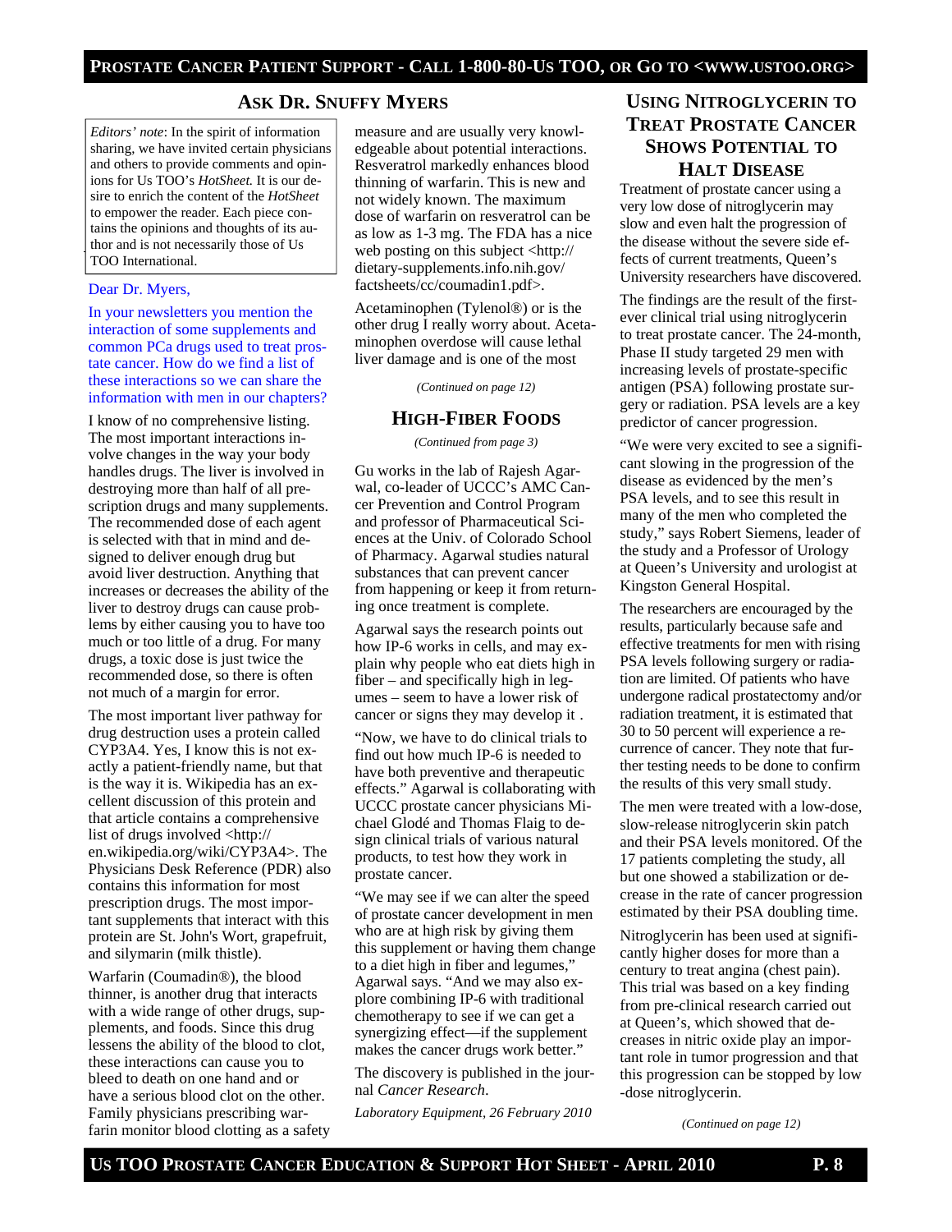## Ask Dr. Snuffy Myers

*Editors' note*: In the spirit of information sharing, we have invited certain physicians and others to provide comments and opinions for Us TOO's *HotSheet.* It is our desire to enrich the content of the *HotSheet* to empower the reader. Each piece contains the opinions and thoughts of its author and is not necessarily those of Us TOO International.

Dear Dr. Myers,

In your newsletters you mention the interaction of some supplements and common PCa drugs used to treat prostate cancer. How do we find a list of these interactions so we can share the information with men in our chapters?

I know of no comprehensive listing. The most important interactions involve changes in the way your body handles drugs. The liver is involved in destroying more than half of all prescription drugs and many supplements. The recommended dose of each agent is selected with that in mind and designed to deliver enough drug but avoid liver destruction. Anything that increases or decreases the ability of the liver to destroy drugs can cause problems by either causing you to have too much or too little of a drug. For many drugs, a toxic dose is just twice the recommended dose, so there is often not much of a margin for error.

The most important liver pathway for drug destruction uses a protein called CYP3A4. Yes, I know this is not exactly a patient-friendly name, but that is the way it is. Wikipedia has an excellent discussion of this protein and that article contains a comprehensive list of drugs involved <http://en.wikipedia.org/wiki/CYP3A4>. The Physicians Desk Reference (PDR) also contains this information for most prescription drugs. The most important supplements that interact with this protein are St. John's Wort, grapefruit, and silymarin (milk thistle).

Warfarin (Coumadin®), the blood thinner, is another drug that interacts with a wide range of other drugs, supplements, and foods. Since this drug lessens the ability of the blood to clot, these interactions can cause you to bleed to death on one hand and or have a serious blood clot on the other. Family physicians prescribing warfarin monitor blood clotting as a safety measure and are usually very knowledgeable about potential interactions. Resveratrol markedly enhances blood thinning of warfarin. This is new and not widely known. The maximum dose of warfarin on resveratrol can be as low as 1-3 mg. The FDA has a nice web posting on this subject <http://dietary-supplements.info.nih.gov/factsheets/cc/coumadin1.pdf>.

Acetaminophen (Tylenol®) or is the other drug I really worry about. Acetaminophen overdose will cause lethal liver damage and is one of the most

*(Continued on page 12)*

## High-Fiber Foods

*(Continued from page 3)*

Gu works in the lab of Rajesh Agarwal, co-leader of UCCC's AMC Cancer Prevention and Control Program and professor of Pharmaceutical Sciences at the Univ. of Colorado School of Pharmacy. Agarwal studies natural substances that can prevent cancer from happening or keep it from returning once treatment is complete.

Agarwal says the research points out how IP-6 works in cells, and may explain why people who eat diets high in fiber – and specifically high in legumes – seem to have a lower risk of cancer or signs they may develop it .

"Now, we have to do clinical trials to find out how much IP-6 is needed to have both preventive and therapeutic effects." Agarwal is collaborating with UCCC prostate cancer physicians Michael Glodé and Thomas Flaig to design clinical trials of various natural products, to test how they work in prostate cancer.

"We may see if we can alter the speed of prostate cancer development in men who are at high risk by giving them this supplement or having them change to a diet high in fiber and legumes," Agarwal says. "And we may also explore combining IP-6 with traditional chemotherapy to see if we can get a synergizing effect—if the supplement makes the cancer drugs work better."

The discovery is published in the journal *Cancer Research*.

*Laboratory Equipment, 26 February 2010*

## Using Nitroglycerin to Treat Prostate Cancer Shows Potential to Halt Disease

Treatment of prostate cancer using a very low dose of nitroglycerin may slow and even halt the progression of the disease without the severe side effects of current treatments, Queen's University researchers have discovered.

The findings are the result of the first-ever clinical trial using nitroglycerin to treat prostate cancer. The 24-month, Phase II study targeted 29 men with increasing levels of prostate-specific antigen (PSA) following prostate surgery or radiation. PSA levels are a key predictor of cancer progression.

"We were very excited to see a significant slowing in the progression of the disease as evidenced by the men's PSA levels, and to see this result in many of the men who completed the study," says Robert Siemens, leader of the study and a Professor of Urology at Queen's University and urologist at Kingston General Hospital.

The researchers are encouraged by the results, particularly because safe and effective treatments for men with rising PSA levels following surgery or radiation are limited. Of patients who have undergone radical prostatectomy and/or radiation treatment, it is estimated that 30 to 50 percent will experience a recurrence of cancer. They note that further testing needs to be done to confirm the results of this very small study.

The men were treated with a low-dose, slow-release nitroglycerin skin patch and their PSA levels monitored. Of the 17 patients completing the study, all but one showed a stabilization or decrease in the rate of cancer progression estimated by their PSA doubling time.

Nitroglycerin has been used at significantly higher doses for more than a century to treat angina (chest pain). This trial was based on a key finding from pre-clinical research carried out at Queen's, which showed that decreases in nitric oxide play an important role in tumor progression and that this progression can be stopped by low-dose nitroglycerin.

*(Continued on page 12)*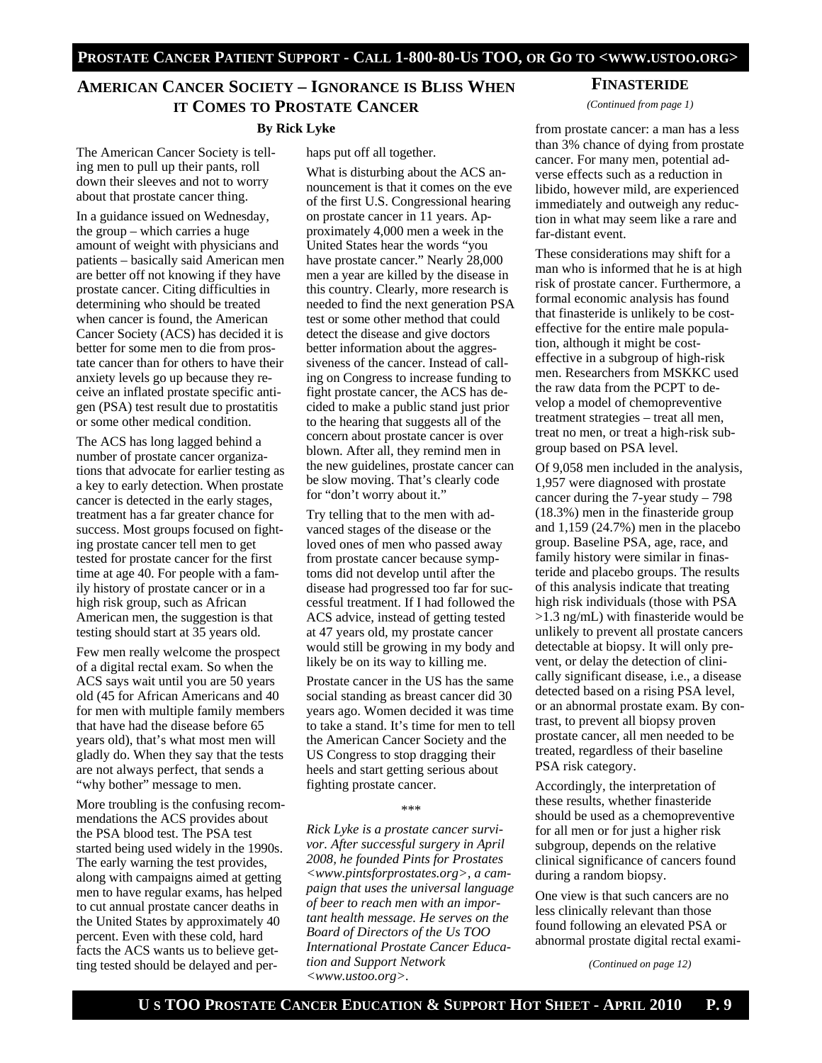## American Cancer Society – Ignorance is Bliss When it Comes to Prostate Cancer

**By Rick Lyke**

The American Cancer Society is telling men to pull up their pants, roll down their sleeves and not to worry about that prostate cancer thing.

In a guidance issued on Wednesday, the group – which carries a huge amount of weight with physicians and patients – basically said American men are better off not knowing if they have prostate cancer. Citing difficulties in determining who should be treated when cancer is found, the American Cancer Society (ACS) has decided it is better for some men to die from prostate cancer than for others to have their anxiety levels go up because they receive an inflated prostate specific antigen (PSA) test result due to prostatitis or some other medical condition.

The ACS has long lagged behind a number of prostate cancer organizations that advocate for earlier testing as a key to early detection. When prostate cancer is detected in the early stages, treatment has a far greater chance for success. Most groups focused on fighting prostate cancer tell men to get tested for prostate cancer for the first time at age 40. For people with a family history of prostate cancer or in a high risk group, such as African American men, the suggestion is that testing should start at 35 years old.

Few men really welcome the prospect of a digital rectal exam. So when the ACS says wait until you are 50 years old (45 for African Americans and 40 for men with multiple family members that have had the disease before 65 years old), that's what most men will gladly do. When they say that the tests are not always perfect, that sends a "why bother" message to men.

More troubling is the confusing recommendations the ACS provides about the PSA blood test. The PSA test started being used widely in the 1990s. The early warning the test provides, along with campaigns aimed at getting men to have regular exams, has helped to cut annual prostate cancer deaths in the United States by approximately 40 percent. Even with these cold, hard facts the ACS wants us to believe getting tested should be delayed and perhaps put off all together.

What is disturbing about the ACS announcement is that it comes on the eve of the first U.S. Congressional hearing on prostate cancer in 11 years. Approximately 4,000 men a week in the United States hear the words "you have prostate cancer." Nearly 28,000 men a year are killed by the disease in this country. Clearly, more research is needed to find the next generation PSA test or some other method that could detect the disease and give doctors better information about the aggressiveness of the cancer. Instead of calling on Congress to increase funding to fight prostate cancer, the ACS has decided to make a public stand just prior to the hearing that suggests all of the concern about prostate cancer is over blown. After all, they remind men in the new guidelines, prostate cancer can be slow moving. That's clearly code for "don't worry about it."

Try telling that to the men with advanced stages of the disease or the loved ones of men who passed away from prostate cancer because symptoms did not develop until after the disease had progressed too far for successful treatment. If I had followed the ACS advice, instead of getting tested at 47 years old, my prostate cancer would still be growing in my body and likely be on its way to killing me.

Prostate cancer in the US has the same social standing as breast cancer did 30 years ago. Women decided it was time to take a stand. It's time for men to tell the American Cancer Society and the US Congress to stop dragging their heels and start getting serious about fighting prostate cancer.

\*\*\*

*Rick Lyke is a prostate cancer survivor. After successful surgery in April 2008, he founded Pints for Prostates <www.pintsforprostates.org>, a campaign that uses the universal language of beer to reach men with an important health message. He serves on the Board of Directors of the Us TOO International Prostate Cancer Education and Support Network <www.ustoo.org>.*

## Finasteride

*(Continued from page 1)*

from prostate cancer: a man has a less than 3% chance of dying from prostate cancer. For many men, potential adverse effects such as a reduction in libido, however mild, are experienced immediately and outweigh any reduction in what may seem like a rare and far-distant event.

These considerations may shift for a man who is informed that he is at high risk of prostate cancer. Furthermore, a formal economic analysis has found that finasteride is unlikely to be cost-effective for the entire male population, although it might be cost-effective in a subgroup of high-risk men. Researchers from MSKKC used the raw data from the PCPT to develop a model of chemopreventive treatment strategies – treat all men, treat no men, or treat a high-risk subgroup based on PSA level.

Of 9,058 men included in the analysis, 1,957 were diagnosed with prostate cancer during the 7-year study – 798 (18.3%) men in the finasteride group and 1,159 (24.7%) men in the placebo group. Baseline PSA, age, race, and family history were similar in finasteride and placebo groups. The results of this analysis indicate that treating high risk individuals (those with PSA >1.3 ng/mL) with finasteride would be unlikely to prevent all prostate cancers detectable at biopsy. It will only prevent, or delay the detection of clinically significant disease, i.e., a disease detected based on a rising PSA level, or an abnormal prostate exam. By contrast, to prevent all biopsy proven prostate cancer, all men needed to be treated, regardless of their baseline PSA risk category.

Accordingly, the interpretation of these results, whether finasteride should be used as a chemopreventive for all men or for just a higher risk subgroup, depends on the relative clinical significance of cancers found during a random biopsy.

One view is that such cancers are no less clinically relevant than those found following an elevated PSA or abnormal prostate digital rectal exami-

*(Continued on page 12)*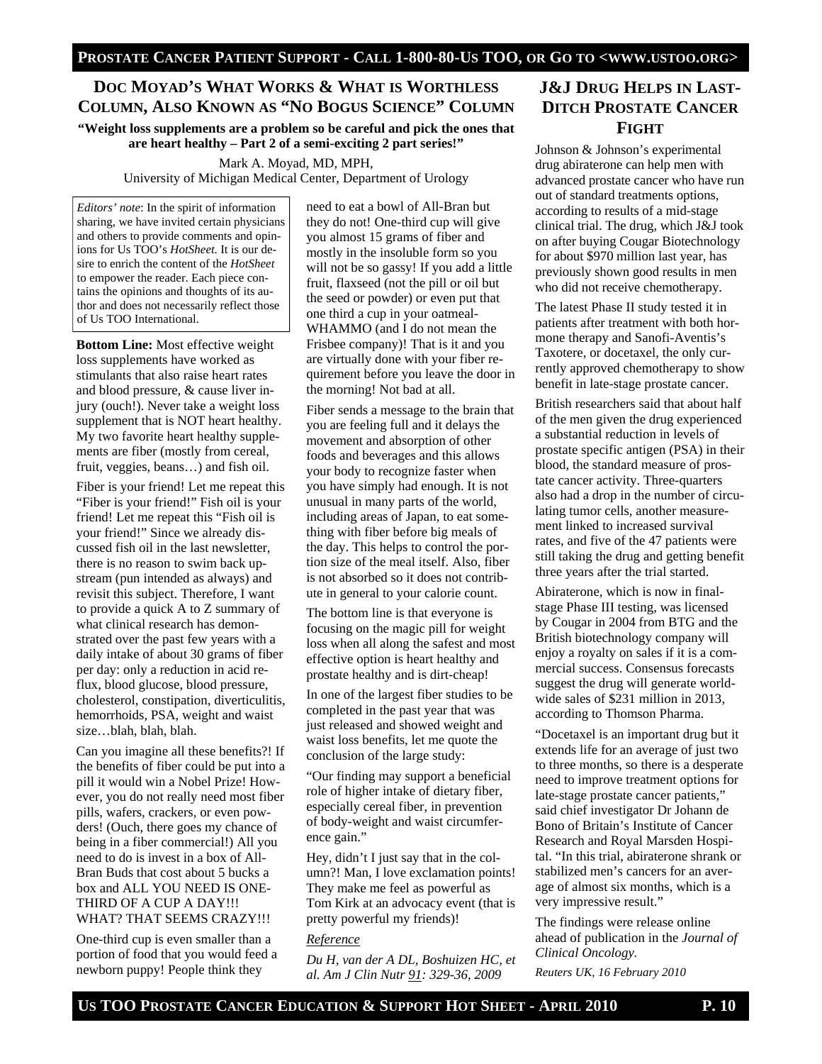## DOC MOYAD'S WHAT WORKS & WHAT IS WORTHLESS COLUMN, ALSO KNOWN AS "NO BOGUS SCIENCE" COLUMN

**"Weight loss supplements are a problem so be careful and pick the ones that are heart healthy – Part 2 of a semi-exciting 2 part series!"**

Mark A. Moyad, MD, MPH,
University of Michigan Medical Center, Department of Urology

*Editors' note*: In the spirit of information sharing, we have invited certain physicians and others to provide comments and opinions for Us TOO's *HotSheet.* It is our desire to enrich the content of the *HotSheet* to empower the reader. Each piece contains the opinions and thoughts of its author and does not necessarily reflect those of Us TOO International.

**Bottom Line:** Most effective weight loss supplements have worked as stimulants that also raise heart rates and blood pressure, & cause liver injury (ouch!). Never take a weight loss supplement that is NOT heart healthy. My two favorite heart healthy supplements are fiber (mostly from cereal, fruit, veggies, beans…) and fish oil.

Fiber is your friend! Let me repeat this "Fiber is your friend!" Fish oil is your friend! Let me repeat this "Fish oil is your friend!" Since we already discussed fish oil in the last newsletter, there is no reason to swim back upstream (pun intended as always) and revisit this subject. Therefore, I want to provide a quick A to Z summary of what clinical research has demonstrated over the past few years with a daily intake of about 30 grams of fiber per day: only a reduction in acid reflux, blood glucose, blood pressure, cholesterol, constipation, diverticulitis, hemorrhoids, PSA, weight and waist size…blah, blah, blah.

Can you imagine all these benefits?! If the benefits of fiber could be put into a pill it would win a Nobel Prize! However, you do not really need most fiber pills, wafers, crackers, or even powders! (Ouch, there goes my chance of being in a fiber commercial!) All you need to do is invest in a box of All-Bran Buds that cost about 5 bucks a box and ALL YOU NEED IS ONE-THIRD OF A CUP A DAY!!! WHAT? THAT SEEMS CRAZY!!!

One-third cup is even smaller than a portion of food that you would feed a newborn puppy! People think they need to eat a bowl of All-Bran but they do not! One-third cup will give you almost 15 grams of fiber and mostly in the insoluble form so you will not be so gassy! If you add a little fruit, flaxseed (not the pill or oil but the seed or powder) or even put that one third a cup in your oatmeal-WHAMMO (and I do not mean the Frisbee company)! That is it and you are virtually done with your fiber requirement before you leave the door in the morning! Not bad at all.

Fiber sends a message to the brain that you are feeling full and it delays the movement and absorption of other foods and beverages and this allows your body to recognize faster when you have simply had enough. It is not unusual in many parts of the world, including areas of Japan, to eat something with fiber before big meals of the day. This helps to control the portion size of the meal itself. Also, fiber is not absorbed so it does not contribute in general to your calorie count.

The bottom line is that everyone is focusing on the magic pill for weight loss when all along the safest and most effective option is heart healthy and prostate healthy and is dirt-cheap!

In one of the largest fiber studies to be completed in the past year that was just released and showed weight and waist loss benefits, let me quote the conclusion of the large study:

"Our finding may support a beneficial role of higher intake of dietary fiber, especially cereal fiber, in prevention of body-weight and waist circumference gain."

Hey, didn't I just say that in the column?! Man, I love exclamation points! They make me feel as powerful as Tom Kirk at an advocacy event (that is pretty powerful my friends)!

*Reference*

*Du H, van der A DL, Boshuizen HC, et al. Am J Clin Nutr 91: 329-36, 2009*

## J&J DRUG HELPS IN LAST-DITCH PROSTATE CANCER FIGHT

Johnson & Johnson's experimental drug abiraterone can help men with advanced prostate cancer who have run out of standard treatments options, according to results of a mid-stage clinical trial. The drug, which J&J took on after buying Cougar Biotechnology for about $970 million last year, has previously shown good results in men who did not receive chemotherapy.

The latest Phase II study tested it in patients after treatment with both hormone therapy and Sanofi-Aventis's Taxotere, or docetaxel, the only currently approved chemotherapy to show benefit in late-stage prostate cancer.

British researchers said that about half of the men given the drug experienced a substantial reduction in levels of prostate specific antigen (PSA) in their blood, the standard measure of prostate cancer activity. Three-quarters also had a drop in the number of circulating tumor cells, another measurement linked to increased survival rates, and five of the 47 patients were still taking the drug and getting benefit three years after the trial started.

Abiraterone, which is now in final-stage Phase III testing, was licensed by Cougar in 2004 from BTG and the British biotechnology company will enjoy a royalty on sales if it is a commercial success. Consensus forecasts suggest the drug will generate worldwide sales of $231 million in 2013, according to Thomson Pharma.

"Docetaxel is an important drug but it extends life for an average of just two to three months, so there is a desperate need to improve treatment options for late-stage prostate cancer patients," said chief investigator Dr Johann de Bono of Britain's Institute of Cancer Research and Royal Marsden Hospital. "In this trial, abiraterone shrank or stabilized men's cancers for an average of almost six months, which is a very impressive result."

The findings were release online ahead of publication in the *Journal of Clinical Oncology.*

*Reuters UK, 16 February 2010*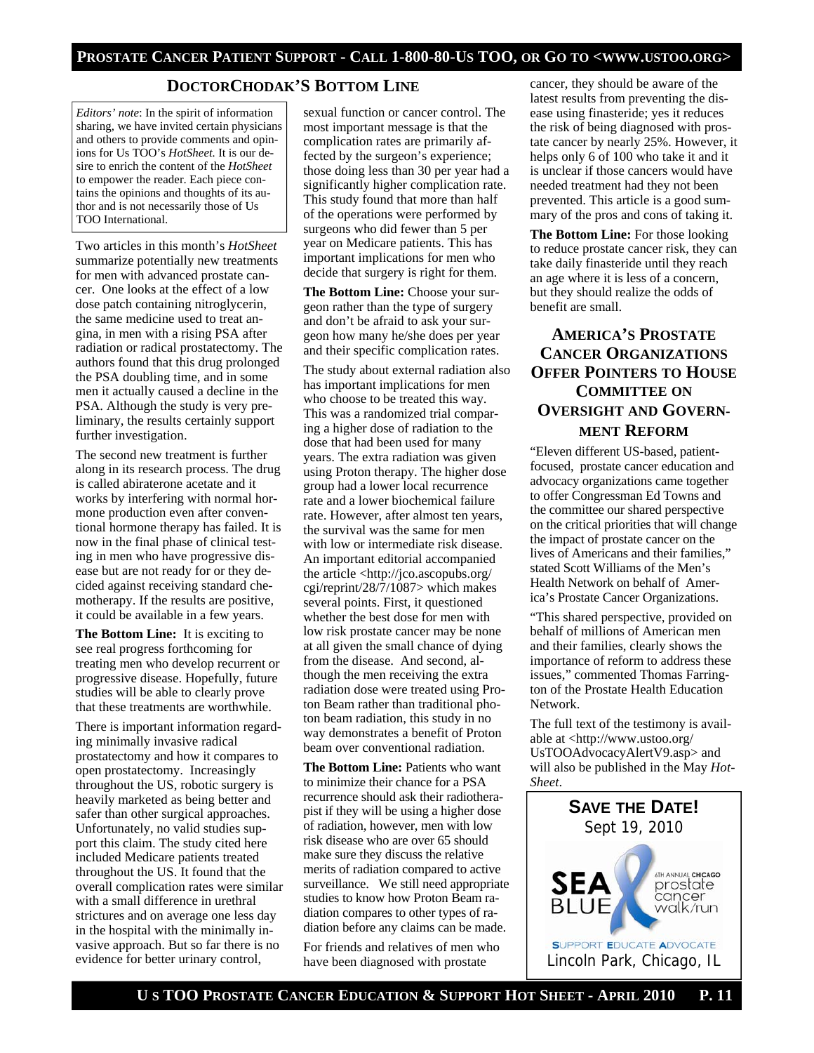## DoctorChodak's Bottom Line

*Editors' note*: In the spirit of information sharing, we have invited certain physicians and others to provide comments and opinions for Us TOO's *HotSheet.* It is our desire to enrich the content of the *HotSheet* to empower the reader. Each piece contains the opinions and thoughts of its author and is not necessarily those of Us TOO International.

Two articles in this month's *HotSheet* summarize potentially new treatments for men with advanced prostate cancer. One looks at the effect of a low dose patch containing nitroglycerin, the same medicine used to treat angina, in men with a rising PSA after radiation or radical prostatectomy. The authors found that this drug prolonged the PSA doubling time, and in some men it actually caused a decline in the PSA. Although the study is very preliminary, the results certainly support further investigation.

The second new treatment is further along in its research process. The drug is called abiraterone acetate and it works by interfering with normal hormone production even after conventional hormone therapy has failed. It is now in the final phase of clinical testing in men who have progressive disease but are not ready for or they decided against receiving standard chemotherapy. If the results are positive, it could be available in a few years.

**The Bottom Line:** It is exciting to see real progress forthcoming for treating men who develop recurrent or progressive disease. Hopefully, future studies will be able to clearly prove that these treatments are worthwhile.

There is important information regarding minimally invasive radical prostatectomy and how it compares to open prostatectomy. Increasingly throughout the US, robotic surgery is heavily marketed as being better and safer than other surgical approaches. Unfortunately, no valid studies support this claim. The study cited here included Medicare patients treated throughout the US. It found that the overall complication rates were similar with a small difference in urethral strictures and on average one less day in the hospital with the minimally invasive approach. But so far there is no evidence for better urinary control, sexual function or cancer control. The most important message is that the complication rates are primarily affected by the surgeon's experience; those doing less than 30 per year had a significantly higher complication rate. This study found that more than half of the operations were performed by surgeons who did fewer than 5 per year on Medicare patients. This has important implications for men who decide that surgery is right for them.

**The Bottom Line:** Choose your surgeon rather than the type of surgery and don't be afraid to ask your surgeon how many he/she does per year and their specific complication rates.

The study about external radiation also has important implications for men who choose to be treated this way. This was a randomized trial comparing a higher dose of radiation to the dose that had been used for many years. The extra radiation was given using Proton therapy. The higher dose group had a lower local recurrence rate and a lower biochemical failure rate. However, after almost ten years, the survival was the same for men with low or intermediate risk disease. An important editorial accompanied the article <http://jco.ascopubs.org/cgi/reprint/28/7/1087> which makes several points. First, it questioned whether the best dose for men with low risk prostate cancer may be none at all given the small chance of dying from the disease. And second, although the men receiving the extra radiation dose were treated using Proton Beam rather than traditional photon beam radiation, this study in no way demonstrates a benefit of Proton beam over conventional radiation.

**The Bottom Line:** Patients who want to minimize their chance for a PSA recurrence should ask their radiotherapist if they will be using a higher dose of radiation, however, men with low risk disease who are over 65 should make sure they discuss the relative merits of radiation compared to active surveillance. We still need appropriate studies to know how Proton Beam radiation compares to other types of radiation before any claims can be made.

For friends and relatives of men who have been diagnosed with prostate cancer, they should be aware of the latest results from preventing the disease using finasteride; yes it reduces the risk of being diagnosed with prostate cancer by nearly 25%. However, it helps only 6 of 100 who take it and it is unclear if those cancers would have needed treatment had they not been prevented. This article is a good summary of the pros and cons of taking it.

**The Bottom Line:** For those looking to reduce prostate cancer risk, they can take daily finasteride until they reach an age where it is less of a concern, but they should realize the odds of benefit are small.

## America's Prostate Cancer Organizations Offer Pointers to House Committee on Oversight and Government Reform

"Eleven different US-based, patient-focused, prostate cancer education and advocacy organizations came together to offer Congressman Ed Towns and the committee our shared perspective on the critical priorities that will change the impact of prostate cancer on the lives of Americans and their families," stated Scott Williams of the Men's Health Network on behalf of America's Prostate Cancer Organizations.

"This shared perspective, provided on behalf of millions of American men and their families, clearly shows the importance of reform to address these issues," commented Thomas Farrington of the Prostate Health Education Network.

The full text of the testimony is available at <http://www.ustoo.org/UsTOOAdvocacyAlertV9.asp> and will also be published in the May *HotSheet*.

**SAVE THE DATE!**

Sept 19, 2010

SEA BLUE — 6th Annual Chicago prostate cancer walk/run

SUPPORT EDUCATE ADVOCATE

Lincoln Park, Chicago, IL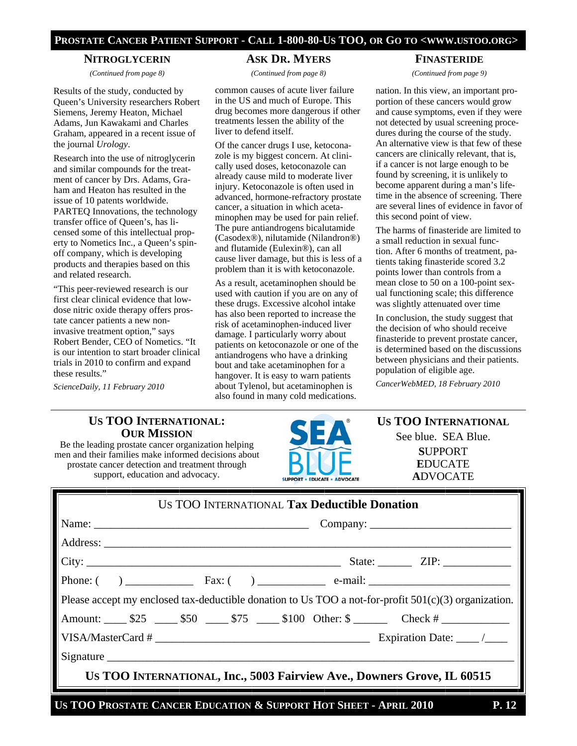## NITROGLYCERIN

*(Continued from page 8)*

Results of the study, conducted by Queen's University researchers Robert Siemens, Jeremy Heaton, Michael Adams, Jun Kawakami and Charles Graham, appeared in a recent issue of the journal *Urology*.

Research into the use of nitroglycerin and similar compounds for the treatment of cancer by Drs. Adams, Graham and Heaton has resulted in the issue of 10 patents worldwide. PARTEQ Innovations, the technology transfer office of Queen's, has licensed some of this intellectual property to Nometics Inc., a Queen's spin-off company, which is developing products and therapies based on this and related research.

"This peer-reviewed research is our first clear clinical evidence that low-dose nitric oxide therapy offers prostate cancer patients a new non-invasive treatment option," says Robert Bender, CEO of Nometics. "It is our intention to start broader clinical trials in 2010 to confirm and expand these results."

*ScienceDaily, 11 February 2010*

## ASK DR. MYERS

*(Continued from page 8)*

common causes of acute liver failure in the US and much of Europe. This drug becomes more dangerous if other treatments lessen the ability of the liver to defend itself.

Of the cancer drugs I use, ketoconazole is my biggest concern. At clinically used doses, ketoconazole can already cause mild to moderate liver injury. Ketoconazole is often used in advanced, hormone-refractory prostate cancer, a situation in which acetaminophen may be used for pain relief. The pure antiandrogens bicalutamide (Casodex®), nilutamide (Nilandron®) and flutamide (Eulexin®), can all cause liver damage, but this is less of a problem than it is with ketoconazole.

As a result, acetaminophen should be used with caution if you are on any of these drugs. Excessive alcohol intake has also been reported to increase the risk of acetaminophen-induced liver damage. I particularly worry about patients on ketoconazole or one of the antiandrogens who have a drinking bout and take acetaminophen for a hangover. It is easy to warn patients about Tylenol, but acetaminophen is also found in many cold medications.

## FINASTERIDE

*(Continued from page 9)*

nation. In this view, an important proportion of these cancers would grow and cause symptoms, even if they were not detected by usual screening procedures during the course of the study. An alternative view is that few of these cancers are clinically relevant, that is, if a cancer is not large enough to be found by screening, it is unlikely to become apparent during a man's lifetime in the absence of screening. There are several lines of evidence in favor of this second point of view.

The harms of finasteride are limited to a small reduction in sexual function. After 6 months of treatment, patients taking finasteride scored 3.2 points lower than controls from a mean close to 50 on a 100-point sexual functioning scale; this difference was slightly attenuated over time

In conclusion, the study suggest that the decision of who should receive finasteride to prevent prostate cancer, is determined based on the discussions between physicians and their patients. population of eligible age.

*CancerWebMED, 18 February 2010*

---

## US TOO INTERNATIONAL: OUR MISSION

Be the leading prostate cancer organization helping men and their families make informed decisions about prostate cancer detection and treatment through support, education and advocacy.

SEA® BLUE
SUPPORT • EDUCATE • ADVOCATE

## US TOO INTERNATIONAL

See blue. SEA Blue.

**S**UPPORT
**E**DUCATE
**A**DVOCATE

---

### US TOO INTERNATIONAL **Tax Deductible Donation**

Name: ____________________________________ Company: ________________________

Address: ___________________________________________________________________

City: ___________________________________________ State: ______ ZIP: ____________

Phone: ( ) ____________ Fax: ( ) ____________ e-mail: _________________________

Please accept my enclosed tax-deductible donation to Us TOO a not-for-profit 501(c)(3) organization.

Amount: ____ $25 ____ $50 ____ $75 ____ $100 Other: $ ______ Check # ____________

VISA/MasterCard # _____________________________________ Expiration Date: ____ /____

Signature _________________________________________________________________

**US TOO INTERNATIONAL, Inc., 5003 Fairview Ave., Downers Grove, IL 60515**